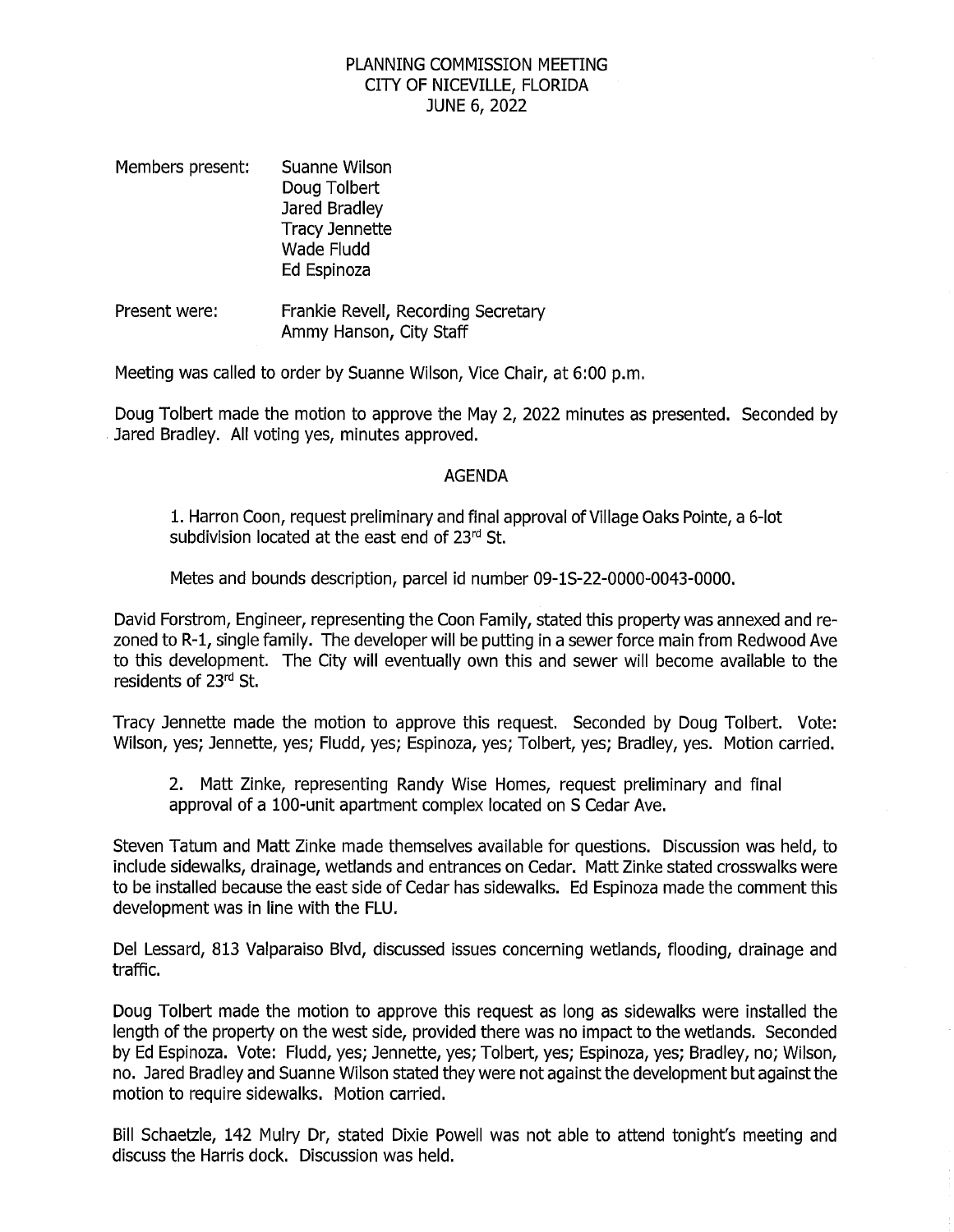# PLANNING COMMISSION MEETING
## CITY OF NICEVILLE, FLORIDA
## JUNE 6, 2022

Members present: Suanne Wilson
Doug Tolbert
Jared Bradley
Tracy Jennette
Wade Fludd
Ed Espinoza

Present were: Frankie Revell, Recording Secretary
Ammy Hanson, City Staff

Meeting was called to order by Suanne Wilson, Vice Chair, at 6:00 p.m.

Doug Tolbert made the motion to approve the May 2, 2022 minutes as presented. Seconded by Jared Bradley. All voting yes, minutes approved.

### AGENDA

1. Harron Coon, request preliminary and final approval of Village Oaks Pointe, a 6-lot subdivision located at the east end of 23rd St.

Metes and bounds description, parcel id number 09-1S-22-0000-0043-0000.

David Forstrom, Engineer, representing the Coon Family, stated this property was annexed and re-zoned to R-1, single family. The developer will be putting in a sewer force main from Redwood Ave to this development. The City will eventually own this and sewer will become available to the residents of 23rd St.

Tracy Jennette made the motion to approve this request. Seconded by Doug Tolbert. Vote: Wilson, yes; Jennette, yes; Fludd, yes; Espinoza, yes; Tolbert, yes; Bradley, yes. Motion carried.

2. Matt Zinke, representing Randy Wise Homes, request preliminary and final approval of a 100-unit apartment complex located on S Cedar Ave.

Steven Tatum and Matt Zinke made themselves available for questions. Discussion was held, to include sidewalks, drainage, wetlands and entrances on Cedar. Matt Zinke stated crosswalks were to be installed because the east side of Cedar has sidewalks. Ed Espinoza made the comment this development was in line with the FLU.

Del Lessard, 813 Valparaiso Blvd, discussed issues concerning wetlands, flooding, drainage and traffic.

Doug Tolbert made the motion to approve this request as long as sidewalks were installed the length of the property on the west side, provided there was no impact to the wetlands. Seconded by Ed Espinoza. Vote: Fludd, yes; Jennette, yes; Tolbert, yes; Espinoza, yes; Bradley, no; Wilson, no. Jared Bradley and Suanne Wilson stated they were not against the development but against the motion to require sidewalks. Motion carried.

Bill Schaetzle, 142 Mulry Dr, stated Dixie Powell was not able to attend tonight's meeting and discuss the Harris dock. Discussion was held.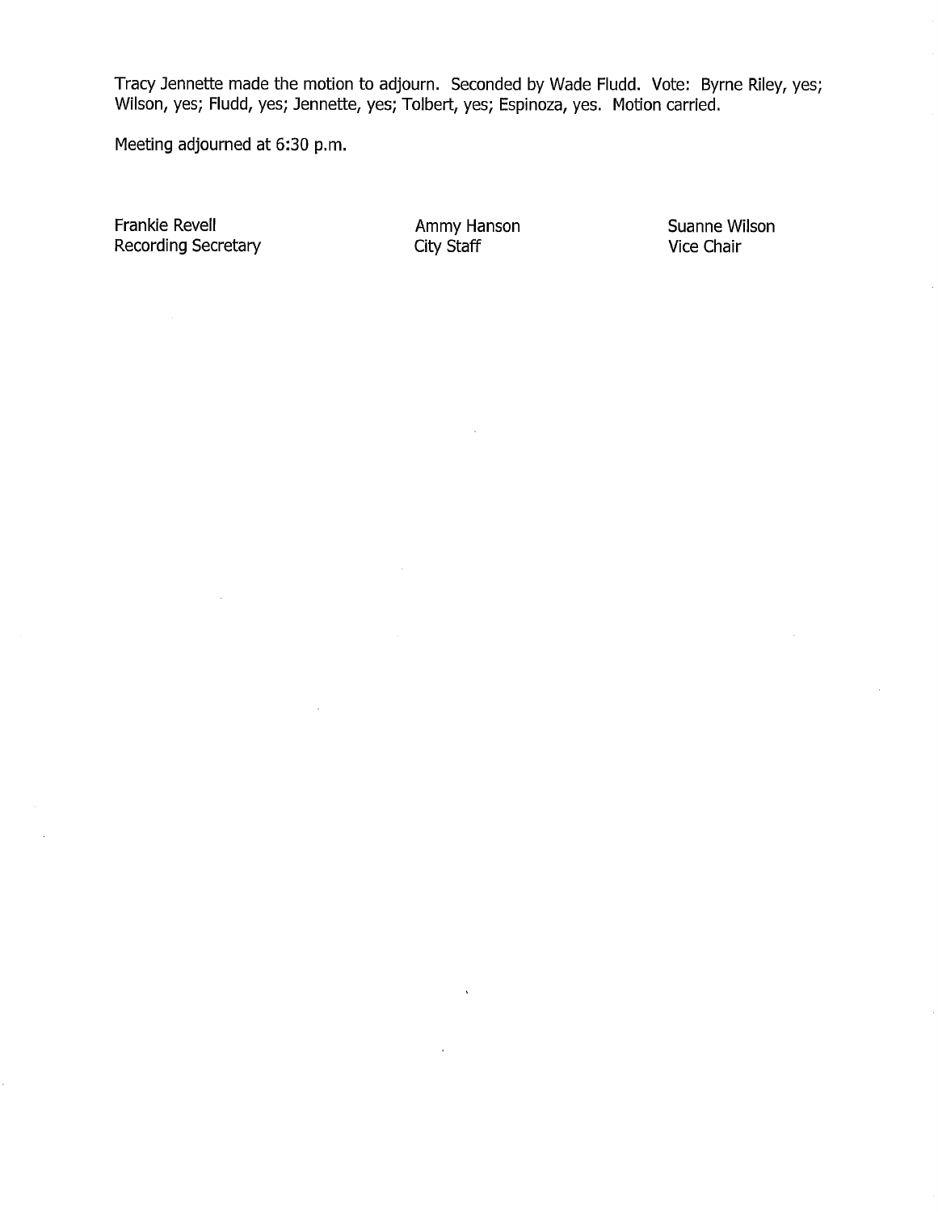Tracy Jennette made the motion to adjourn. Seconded by Wade Fludd. Vote: Byrne Riley, yes; Wilson, yes; Fludd, yes; Jennette, yes; Tolbert, yes; Espinoza, yes. Motion carried.

Meeting adjourned at 6:30 p.m.

| | | |
|---|---|---|
| Frankie Revell<br>Recording Secretary | Ammy Hanson<br>City Staff | Suanne Wilson<br>Vice Chair |